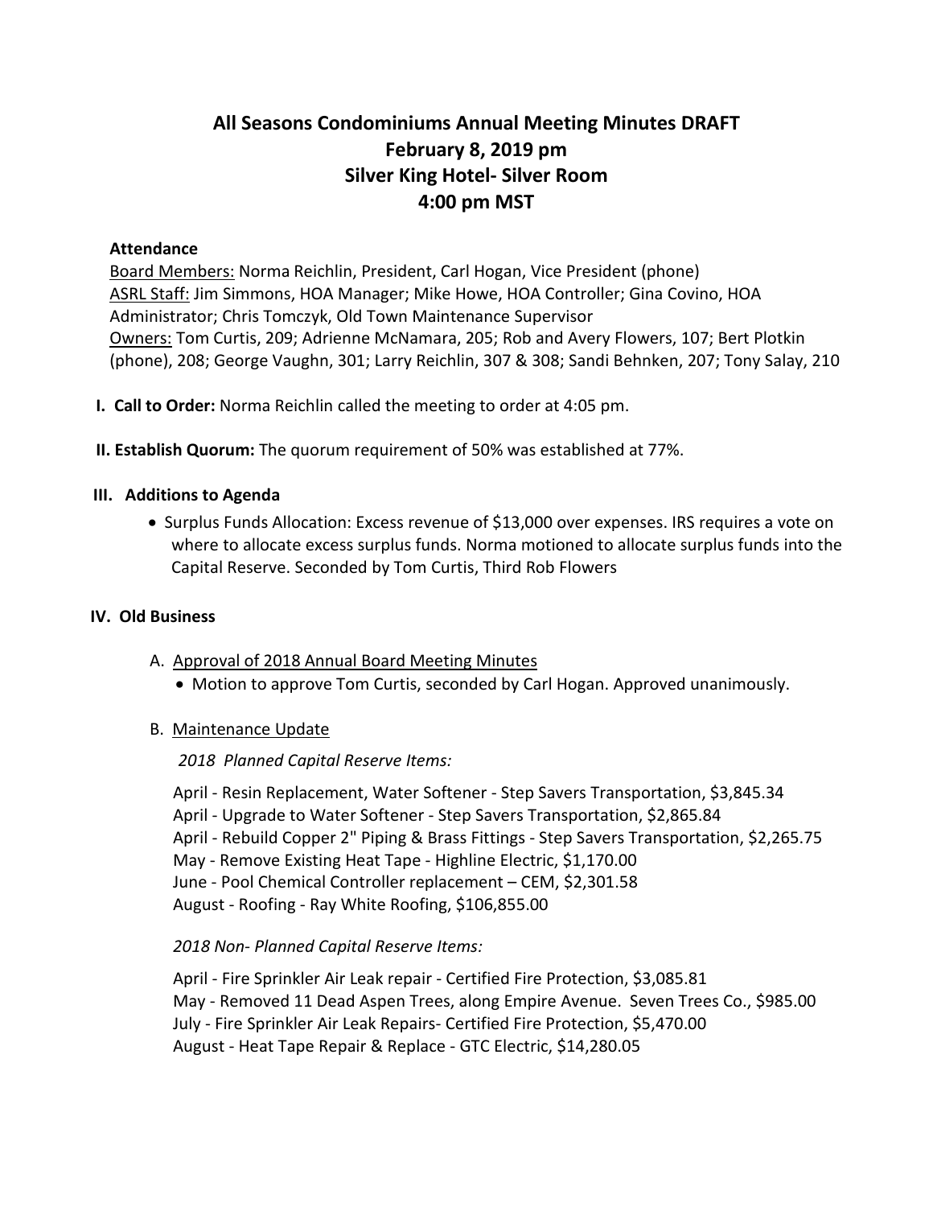# All Seasons Condominiums Annual Meeting Minutes DRAFT
# February 8, 2019 pm
# Silver King Hotel- Silver Room
# 4:00 pm MST

**Attendance**

Board Members: Norma Reichlin, President, Carl Hogan, Vice President (phone)
ASRL Staff: Jim Simmons, HOA Manager; Mike Howe, HOA Controller; Gina Covino, HOA Administrator; Chris Tomczyk, Old Town Maintenance Supervisor
Owners: Tom Curtis, 209; Adrienne McNamara, 205; Rob and Avery Flowers, 107; Bert Plotkin (phone), 208; George Vaughn, 301; Larry Reichlin, 307 & 308; Sandi Behnken, 207; Tony Salay, 210

**I. Call to Order:** Norma Reichlin called the meeting to order at 4:05 pm.

**II. Establish Quorum:** The quorum requirement of 50% was established at 77%.

**III. Additions to Agenda**

- Surplus Funds Allocation: Excess revenue of $13,000 over expenses. IRS requires a vote on where to allocate excess surplus funds. Norma motioned to allocate surplus funds into the Capital Reserve. Seconded by Tom Curtis, Third Rob Flowers

**IV. Old Business**

A. Approval of 2018 Annual Board Meeting Minutes

- Motion to approve Tom Curtis, seconded by Carl Hogan. Approved unanimously.

B. Maintenance Update

*2018 Planned Capital Reserve Items:*

April - Resin Replacement, Water Softener - Step Savers Transportation, $3,845.34
April - Upgrade to Water Softener - Step Savers Transportation, $2,865.84
April - Rebuild Copper 2" Piping & Brass Fittings - Step Savers Transportation, $2,265.75
May - Remove Existing Heat Tape - Highline Electric, $1,170.00
June - Pool Chemical Controller replacement – CEM, $2,301.58
August - Roofing - Ray White Roofing, $106,855.00

*2018 Non- Planned Capital Reserve Items:*

April - Fire Sprinkler Air Leak repair - Certified Fire Protection, $3,085.81
May - Removed 11 Dead Aspen Trees, along Empire Avenue. Seven Trees Co., $985.00
July - Fire Sprinkler Air Leak Repairs- Certified Fire Protection, $5,470.00
August - Heat Tape Repair & Replace - GTC Electric, $14,280.05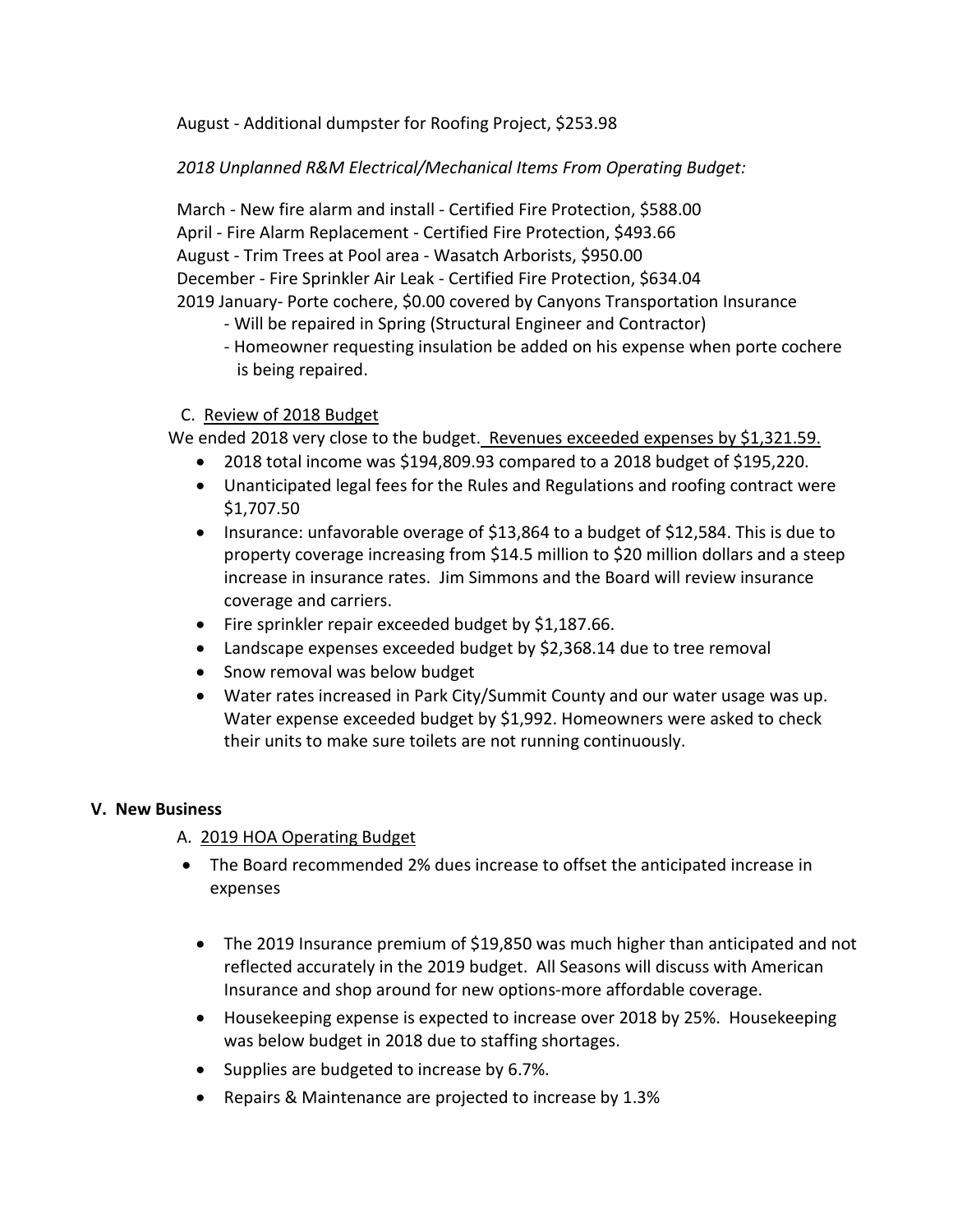August - Additional dumpster for Roofing Project, $253.98

*2018 Unplanned R&M Electrical/Mechanical Items From Operating Budget:*

March - New fire alarm and install - Certified Fire Protection, $588.00
April - Fire Alarm Replacement - Certified Fire Protection, $493.66
August - Trim Trees at Pool area - Wasatch Arborists, $950.00
December - Fire Sprinkler Air Leak - Certified Fire Protection, $634.04
2019 January- Porte cochere, $0.00 covered by Canyons Transportation Insurance

- Will be repaired in Spring (Structural Engineer and Contractor)
- Homeowner requesting insulation be added on his expense when porte cochere is being repaired.

C. Review of 2018 Budget

We ended 2018 very close to the budget. Revenues exceeded expenses by $1,321.59.

- 2018 total income was $194,809.93 compared to a 2018 budget of $195,220.
- Unanticipated legal fees for the Rules and Regulations and roofing contract were $1,707.50
- Insurance: unfavorable overage of $13,864 to a budget of $12,584. This is due to property coverage increasing from $14.5 million to $20 million dollars and a steep increase in insurance rates. Jim Simmons and the Board will review insurance coverage and carriers.
- Fire sprinkler repair exceeded budget by $1,187.66.
- Landscape expenses exceeded budget by $2,368.14 due to tree removal
- Snow removal was below budget
- Water rates increased in Park City/Summit County and our water usage was up. Water expense exceeded budget by $1,992. Homeowners were asked to check their units to make sure toilets are not running continuously.

## V. New Business

A. 2019 HOA Operating Budget

- The Board recommended 2% dues increase to offset the anticipated increase in expenses
- The 2019 Insurance premium of $19,850 was much higher than anticipated and not reflected accurately in the 2019 budget. All Seasons will discuss with American Insurance and shop around for new options-more affordable coverage.
- Housekeeping expense is expected to increase over 2018 by 25%. Housekeeping was below budget in 2018 due to staffing shortages.
- Supplies are budgeted to increase by 6.7%.
- Repairs & Maintenance are projected to increase by 1.3%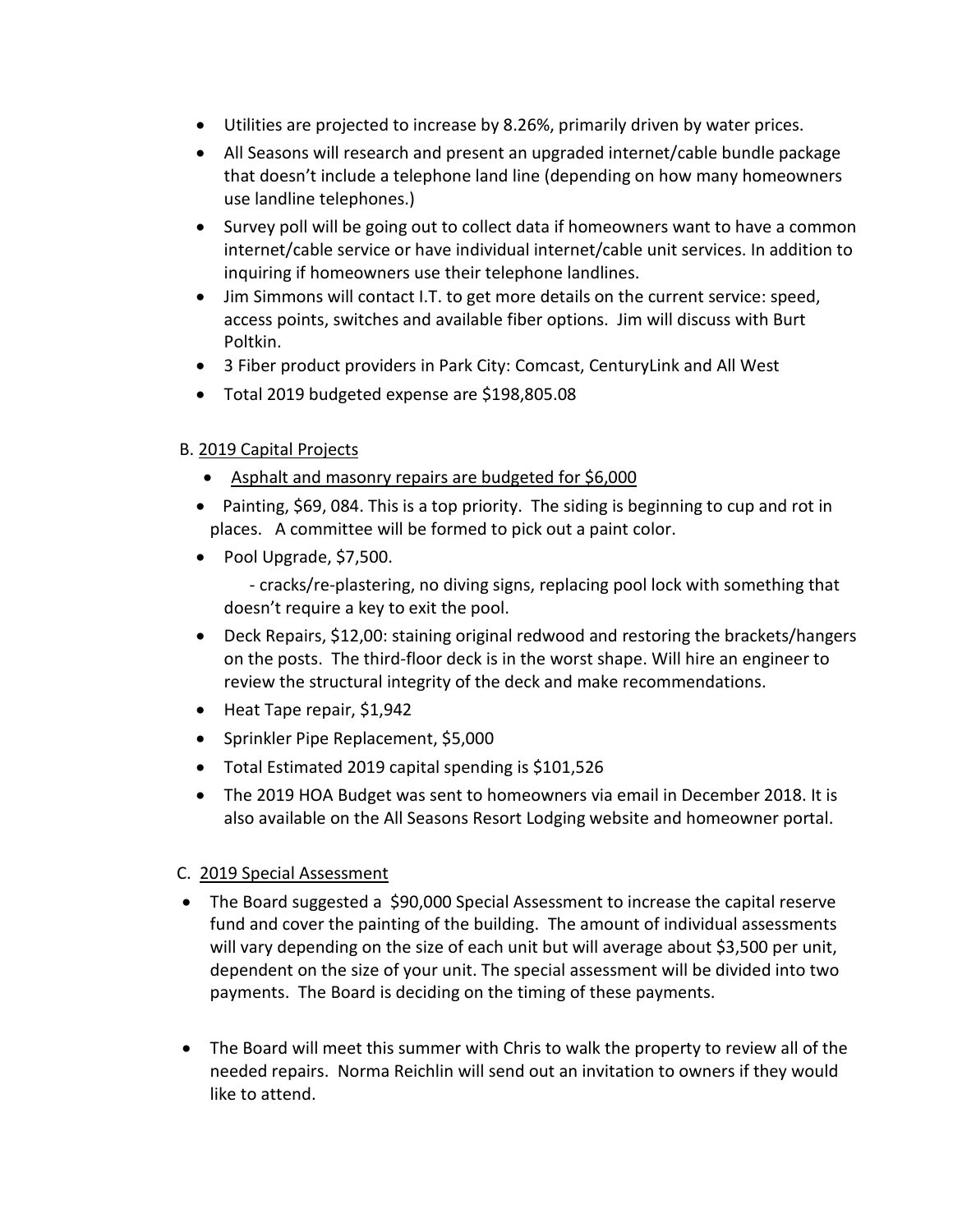- Utilities are projected to increase by 8.26%, primarily driven by water prices.
- All Seasons will research and present an upgraded internet/cable bundle package that doesn't include a telephone land line (depending on how many homeowners use landline telephones.)
- Survey poll will be going out to collect data if homeowners want to have a common internet/cable service or have individual internet/cable unit services. In addition to inquiring if homeowners use their telephone landlines.
- Jim Simmons will contact I.T. to get more details on the current service: speed, access points, switches and available fiber options. Jim will discuss with Burt Poltkin.
- 3 Fiber product providers in Park City: Comcast, CenturyLink and All West
- Total 2019 budgeted expense are $198,805.08

B. <u>2019 Capital Projects</u>

- <u>Asphalt and masonry repairs are budgeted for $6,000</u>
- Painting, $69, 084. This is a top priority. The siding is beginning to cup and rot in places. A committee will be formed to pick out a paint color.
- Pool Upgrade, $7,500.

  - cracks/re-plastering, no diving signs, replacing pool lock with something that doesn't require a key to exit the pool.
- Deck Repairs, $12,00: staining original redwood and restoring the brackets/hangers on the posts. The third-floor deck is in the worst shape. Will hire an engineer to review the structural integrity of the deck and make recommendations.
- Heat Tape repair, $1,942
- Sprinkler Pipe Replacement, $5,000
- Total Estimated 2019 capital spending is $101,526
- The 2019 HOA Budget was sent to homeowners via email in December 2018. It is also available on the All Seasons Resort Lodging website and homeowner portal.

C. <u>2019 Special Assessment</u>

- The Board suggested a $90,000 Special Assessment to increase the capital reserve fund and cover the painting of the building. The amount of individual assessments will vary depending on the size of each unit but will average about $3,500 per unit, dependent on the size of your unit. The special assessment will be divided into two payments. The Board is deciding on the timing of these payments.

- The Board will meet this summer with Chris to walk the property to review all of the needed repairs. Norma Reichlin will send out an invitation to owners if they would like to attend.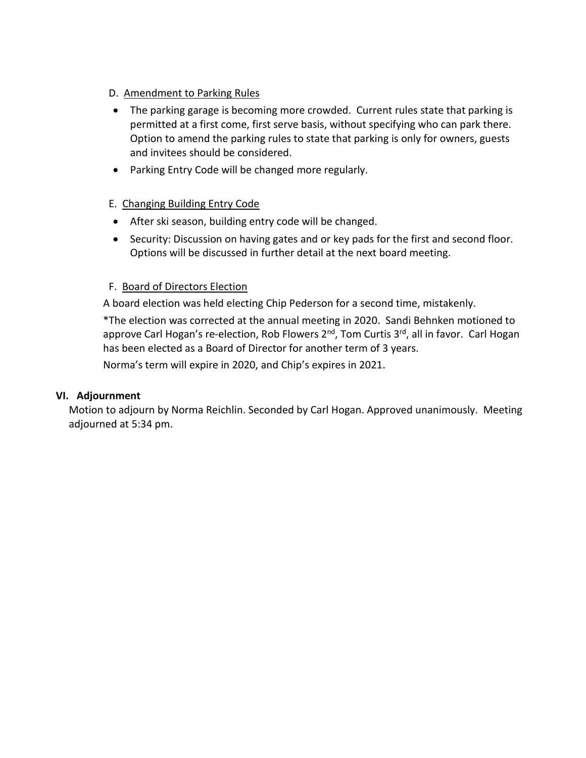D. Amendment to Parking Rules

- The parking garage is becoming more crowded. Current rules state that parking is permitted at a first come, first serve basis, without specifying who can park there. Option to amend the parking rules to state that parking is only for owners, guests and invitees should be considered.
- Parking Entry Code will be changed more regularly.

E. Changing Building Entry Code

- After ski season, building entry code will be changed.
- Security: Discussion on having gates and or key pads for the first and second floor. Options will be discussed in further detail at the next board meeting.

F. Board of Directors Election

A board election was held electing Chip Pederson for a second time, mistakenly.

*The election was corrected at the annual meeting in 2020. Sandi Behnken motioned to approve Carl Hogan's re-election, Rob Flowers 2nd, Tom Curtis 3rd, all in favor. Carl Hogan has been elected as a Board of Director for another term of 3 years.

Norma's term will expire in 2020, and Chip's expires in 2021.

## VI. Adjournment

Motion to adjourn by Norma Reichlin. Seconded by Carl Hogan. Approved unanimously. Meeting adjourned at 5:34 pm.